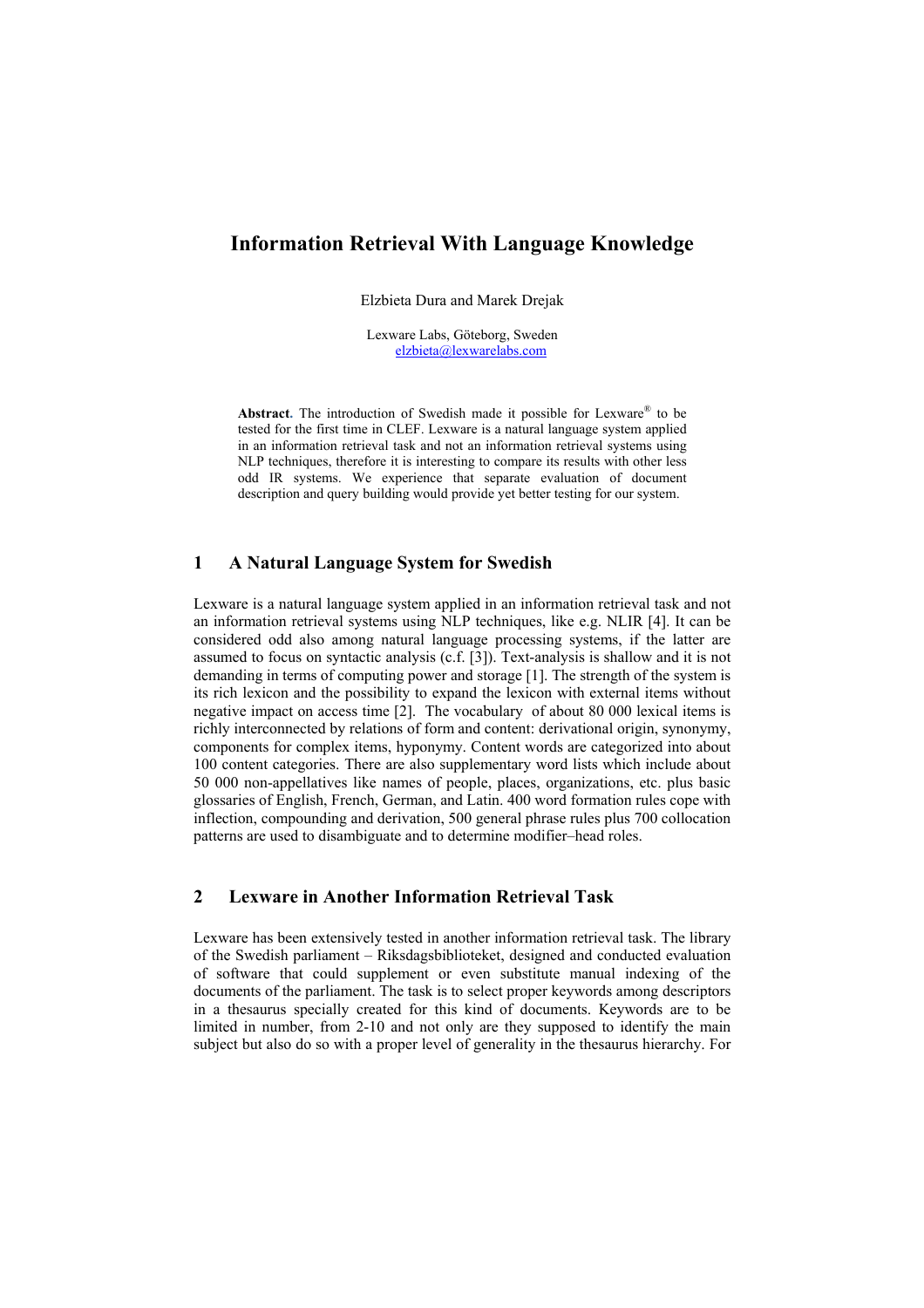# Information Retrieval With Language Knowledge

Elzbieta Dura and Marek Drejak

Lexware Labs, Göteborg, Sweden
elzbieta@lexwarelabs.com

**Abstract.** The introduction of Swedish made it possible for Lexware® to be tested for the first time in CLEF. Lexware is a natural language system applied in an information retrieval task and not an information retrieval systems using NLP techniques, therefore it is interesting to compare its results with other less odd IR systems. We experience that separate evaluation of document description and query building would provide yet better testing for our system.

## 1 A Natural Language System for Swedish

Lexware is a natural language system applied in an information retrieval task and not an information retrieval systems using NLP techniques, like e.g. NLIR [4]. It can be considered odd also among natural language processing systems, if the latter are assumed to focus on syntactic analysis (c.f. [3]). Text-analysis is shallow and it is not demanding in terms of computing power and storage [1]. The strength of the system is its rich lexicon and the possibility to expand the lexicon with external items without negative impact on access time [2]. The vocabulary of about 80 000 lexical items is richly interconnected by relations of form and content: derivational origin, synonymy, components for complex items, hyponymy. Content words are categorized into about 100 content categories. There are also supplementary word lists which include about 50 000 non-appellatives like names of people, places, organizations, etc. plus basic glossaries of English, French, German, and Latin. 400 word formation rules cope with inflection, compounding and derivation, 500 general phrase rules plus 700 collocation patterns are used to disambiguate and to determine modifier–head roles.

## 2 Lexware in Another Information Retrieval Task

Lexware has been extensively tested in another information retrieval task. The library of the Swedish parliament – Riksdagsbiblioteket, designed and conducted evaluation of software that could supplement or even substitute manual indexing of the documents of the parliament. The task is to select proper keywords among descriptors in a thesaurus specially created for this kind of documents. Keywords are to be limited in number, from 2-10 and not only are they supposed to identify the main subject but also do so with a proper level of generality in the thesaurus hierarchy. For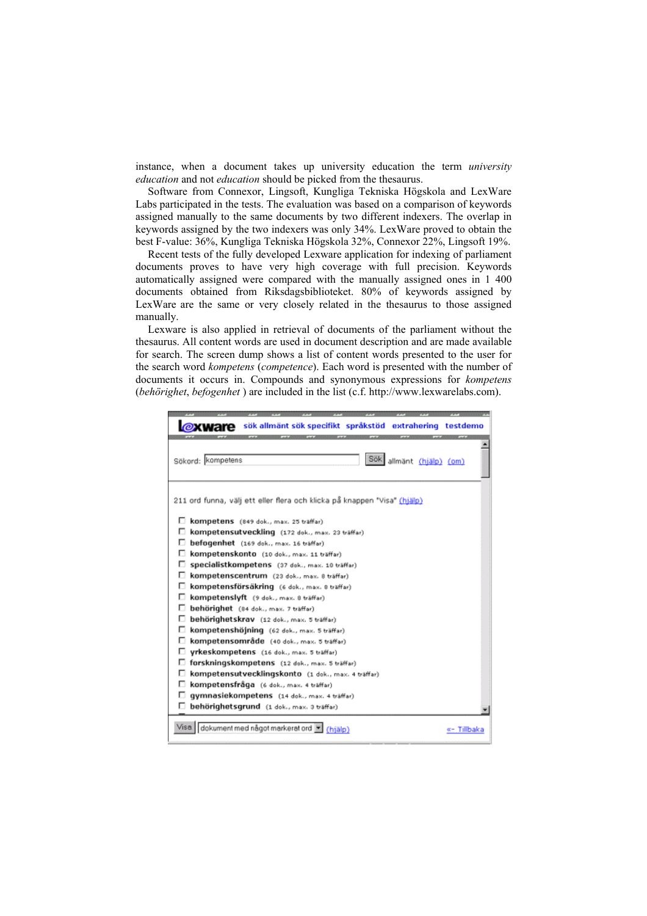instance, when a document takes up university education the term *university education* and not *education* should be picked from the thesaurus.

Software from Connexor, Lingsoft, Kungliga Tekniska Högskola and LexWare Labs participated in the tests. The evaluation was based on a comparison of keywords assigned manually to the same documents by two different indexers. The overlap in keywords assigned by the two indexers was only 34%. LexWare proved to obtain the best F-value: 36%, Kungliga Tekniska Högskola 32%, Connexor 22%, Lingsoft 19%.

Recent tests of the fully developed Lexware application for indexing of parliament documents proves to have very high coverage with full precision. Keywords automatically assigned were compared with the manually assigned ones in 1 400 documents obtained from Riksdagsbiblioteket. 80% of keywords assigned by LexWare are the same or very closely related in the thesaurus to those assigned manually.

Lexware is also applied in retrieval of documents of the parliament without the thesaurus. All content words are used in document description and are made available for search. The screen dump shows a list of content words presented to the user for the search word *kompetens* (*competence*). Each word is presented with the number of documents it occurs in. Compounds and synonymous expressions for *kompetens* (*behörighet*, *befogenhet* ) are included in the list (c.f. http://www.lexwarelabs.com).

lexware sök allmänt sök specifikt språkstöd extrahering testdemo

Sökord: kompetens [Sök] allmänt (hjälp) (om)

211 ord funna, välj ett eller flera och klicka på knappen "Visa" (hjälp)

- **kompetens** (849 dok., max. 25 träffar)
- **kompetensutveckling** (172 dok., max. 23 träffar)
- **befogenhet** (169 dok., max. 16 träffar)
- **kompetenskonto** (10 dok., max. 11 träffar)
- **specialistkompetens** (37 dok., max. 10 träffar)
- **kompetenscentrum** (23 dok., max. 8 träffar)
- **kompetensförsäkring** (6 dok., max. 8 träffar)
- **kompetenslyft** (9 dok., max. 8 träffar)
- **behörighet** (84 dok., max. 7 träffar)
- **behörighetskrav** (12 dok., max. 5 träffar)
- **kompetenshöjning** (62 dok., max. 5 träffar)
- **kompetensområde** (40 dok., max. 5 träffar)
- **yrkeskompetens** (16 dok., max. 5 träffar)
- **forskningskompetens** (12 dok., max. 5 träffar)
- **kompetensutvecklingskonto** (1 dok., max. 4 träffar)
- **kompetensfråga** (6 dok., max. 4 träffar)
- **gymnasiekompetens** (14 dok., max. 4 träffar)
- **behörighetsgrund** (1 dok., max. 3 träffar)

[Visa] dokument med något markerat ord (hjälp) <- Tillbaka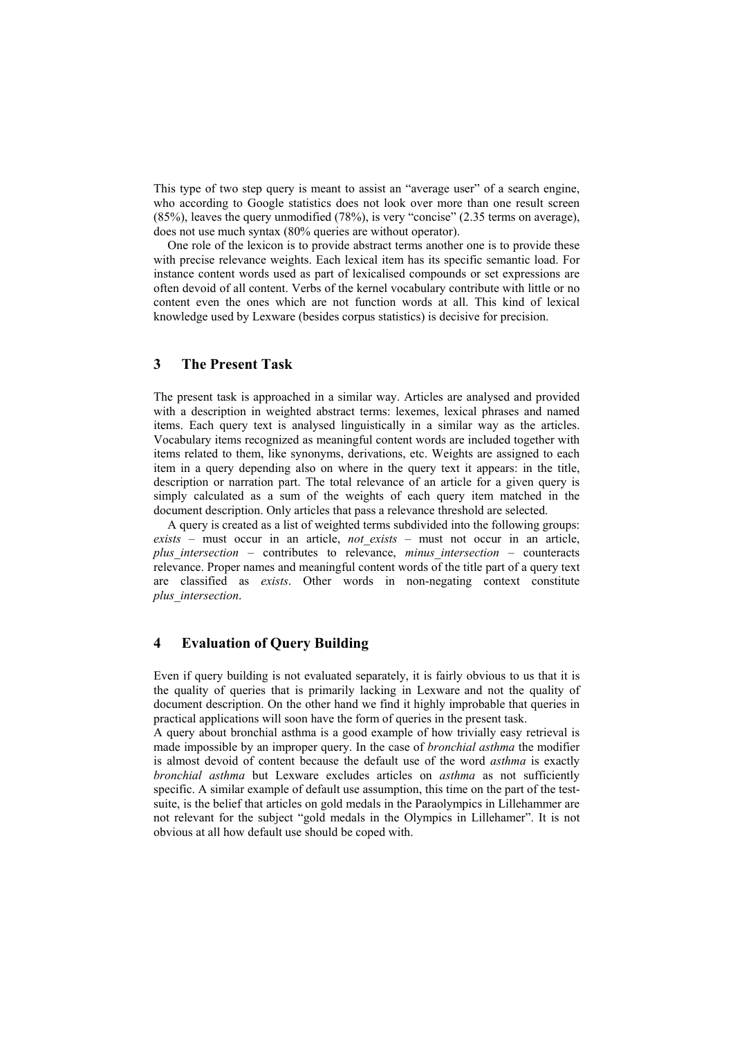This type of two step query is meant to assist an "average user" of a search engine, who according to Google statistics does not look over more than one result screen (85%), leaves the query unmodified (78%), is very "concise" (2.35 terms on average), does not use much syntax (80% queries are without operator).

One role of the lexicon is to provide abstract terms another one is to provide these with precise relevance weights. Each lexical item has its specific semantic load. For instance content words used as part of lexicalised compounds or set expressions are often devoid of all content. Verbs of the kernel vocabulary contribute with little or no content even the ones which are not function words at all. This kind of lexical knowledge used by Lexware (besides corpus statistics) is decisive for precision.

## 3 The Present Task

The present task is approached in a similar way. Articles are analysed and provided with a description in weighted abstract terms: lexemes, lexical phrases and named items. Each query text is analysed linguistically in a similar way as the articles. Vocabulary items recognized as meaningful content words are included together with items related to them, like synonyms, derivations, etc. Weights are assigned to each item in a query depending also on where in the query text it appears: in the title, description or narration part. The total relevance of an article for a given query is simply calculated as a sum of the weights of each query item matched in the document description. Only articles that pass a relevance threshold are selected.

A query is created as a list of weighted terms subdivided into the following groups: *exists* – must occur in an article, *not_exists* – must not occur in an article, *plus_intersection* – contributes to relevance, *minus_intersection* – counteracts relevance. Proper names and meaningful content words of the title part of a query text are classified as *exists*. Other words in non-negating context constitute *plus_intersection*.

## 4 Evaluation of Query Building

Even if query building is not evaluated separately, it is fairly obvious to us that it is the quality of queries that is primarily lacking in Lexware and not the quality of document description. On the other hand we find it highly improbable that queries in practical applications will soon have the form of queries in the present task.

A query about bronchial asthma is a good example of how trivially easy retrieval is made impossible by an improper query. In the case of *bronchial asthma* the modifier is almost devoid of content because the default use of the word *asthma* is exactly *bronchial asthma* but Lexware excludes articles on *asthma* as not sufficiently specific. A similar example of default use assumption, this time on the part of the test-suite, is the belief that articles on gold medals in the Paraolympics in Lillehammer are not relevant for the subject "gold medals in the Olympics in Lillehamer". It is not obvious at all how default use should be coped with.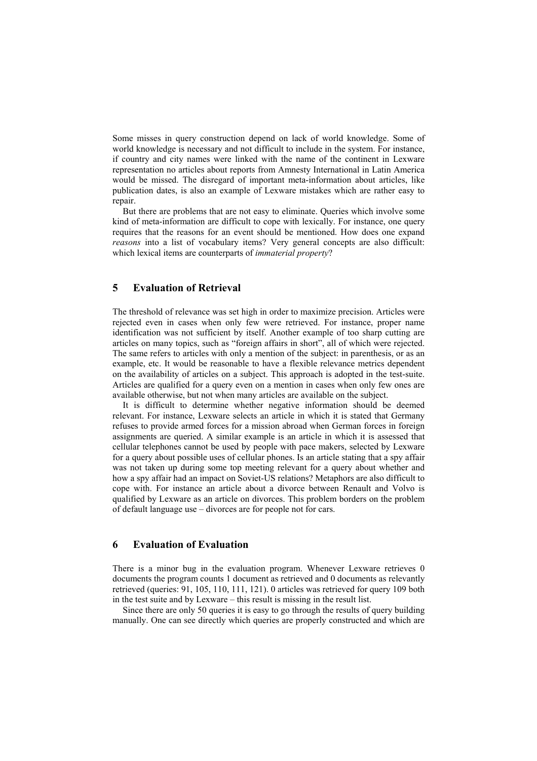Some misses in query construction depend on lack of world knowledge. Some of world knowledge is necessary and not difficult to include in the system. For instance, if country and city names were linked with the name of the continent in Lexware representation no articles about reports from Amnesty International in Latin America would be missed. The disregard of important meta-information about articles, like publication dates, is also an example of Lexware mistakes which are rather easy to repair.

But there are problems that are not easy to eliminate. Queries which involve some kind of meta-information are difficult to cope with lexically. For instance, one query requires that the reasons for an event should be mentioned. How does one expand *reasons* into a list of vocabulary items? Very general concepts are also difficult: which lexical items are counterparts of *immaterial property*?

## 5 Evaluation of Retrieval

The threshold of relevance was set high in order to maximize precision. Articles were rejected even in cases when only few were retrieved. For instance, proper name identification was not sufficient by itself. Another example of too sharp cutting are articles on many topics, such as "foreign affairs in short", all of which were rejected. The same refers to articles with only a mention of the subject: in parenthesis, or as an example, etc. It would be reasonable to have a flexible relevance metrics dependent on the availability of articles on a subject. This approach is adopted in the test-suite. Articles are qualified for a query even on a mention in cases when only few ones are available otherwise, but not when many articles are available on the subject.

It is difficult to determine whether negative information should be deemed relevant. For instance, Lexware selects an article in which it is stated that Germany refuses to provide armed forces for a mission abroad when German forces in foreign assignments are queried. A similar example is an article in which it is assessed that cellular telephones cannot be used by people with pace makers, selected by Lexware for a query about possible uses of cellular phones. Is an article stating that a spy affair was not taken up during some top meeting relevant for a query about whether and how a spy affair had an impact on Soviet-US relations? Metaphors are also difficult to cope with. For instance an article about a divorce between Renault and Volvo is qualified by Lexware as an article on divorces. This problem borders on the problem of default language use – divorces are for people not for cars.

## 6 Evaluation of Evaluation

There is a minor bug in the evaluation program. Whenever Lexware retrieves 0 documents the program counts 1 document as retrieved and 0 documents as relevantly retrieved (queries: 91, 105, 110, 111, 121). 0 articles was retrieved for query 109 both in the test suite and by Lexware – this result is missing in the result list.

Since there are only 50 queries it is easy to go through the results of query building manually. One can see directly which queries are properly constructed and which are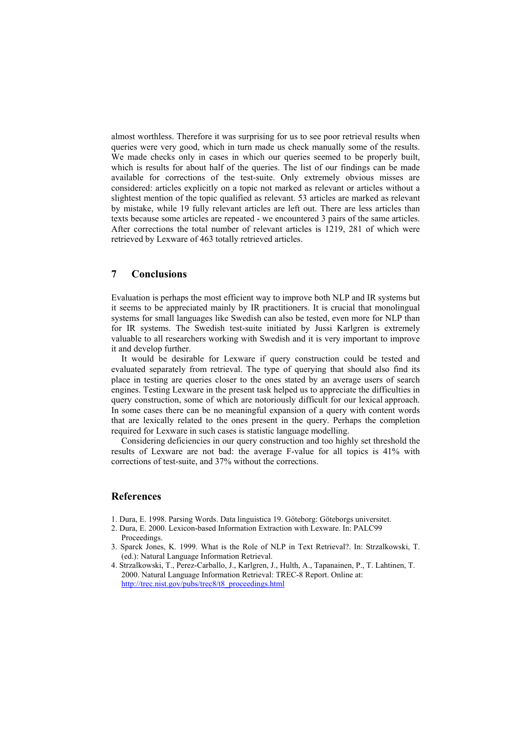almost worthless. Therefore it was surprising for us to see poor retrieval results when queries were very good, which in turn made us check manually some of the results. We made checks only in cases in which our queries seemed to be properly built, which is results for about half of the queries. The list of our findings can be made available for corrections of the test-suite. Only extremely obvious misses are considered: articles explicitly on a topic not marked as relevant or articles without a slightest mention of the topic qualified as relevant. 53 articles are marked as relevant by mistake, while 19 fully relevant articles are left out. There are less articles than texts because some articles are repeated - we encountered 3 pairs of the same articles. After corrections the total number of relevant articles is 1219, 281 of which were retrieved by Lexware of 463 totally retrieved articles.

## 7 Conclusions

Evaluation is perhaps the most efficient way to improve both NLP and IR systems but it seems to be appreciated mainly by IR practitioners. It is crucial that monolingual systems for small languages like Swedish can also be tested, even more for NLP than for IR systems. The Swedish test-suite initiated by Jussi Karlgren is extremely valuable to all researchers working with Swedish and it is very important to improve it and develop further.

It would be desirable for Lexware if query construction could be tested and evaluated separately from retrieval. The type of querying that should also find its place in testing are queries closer to the ones stated by an average users of search engines. Testing Lexware in the present task helped us to appreciate the difficulties in query construction, some of which are notoriously difficult for our lexical approach. In some cases there can be no meaningful expansion of a query with content words that are lexically related to the ones present in the query. Perhaps the completion required for Lexware in such cases is statistic language modelling.

Considering deficiencies in our query construction and too highly set threshold the results of Lexware are not bad: the average F-value for all topics is 41% with corrections of test-suite, and 37% without the corrections.

## References

1. Dura, E. 1998. Parsing Words. Data linguistica 19. Göteborg: Göteborgs universitet.
2. Dura, E. 2000. Lexicon-based Information Extraction with Lexware. In: PALC99 Proceedings.
3. Sparck Jones, K. 1999. What is the Role of NLP in Text Retrieval?. In: Strzalkowski, T. (ed.): Natural Language Information Retrieval.
4. Strzalkowski, T., Perez-Carballo, J., Karlgren, J., Hulth, A., Tapanainen, P., T. Lahtinen, T. 2000. Natural Language Information Retrieval: TREC-8 Report. Online at: http://trec.nist.gov/pubs/trec8/t8_proceedings.html